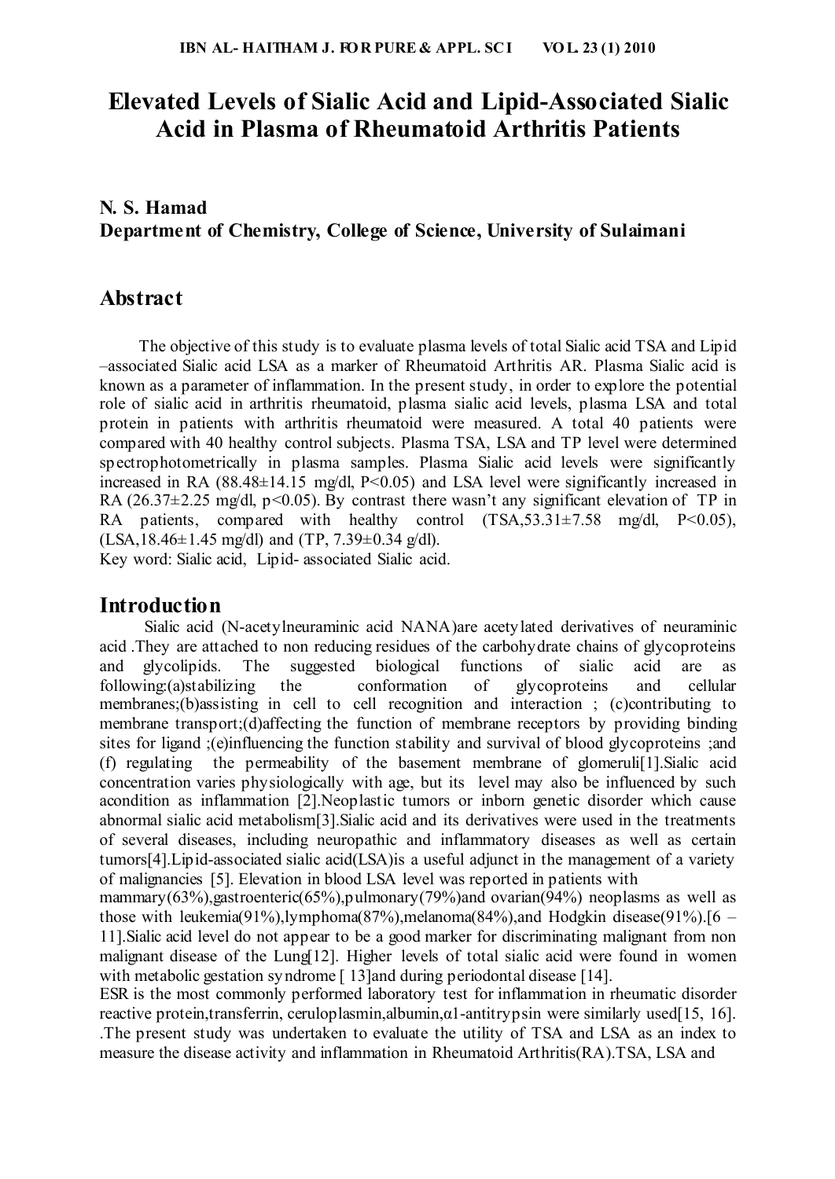# Elevated Levels of Sialic Acid and Lipid-Associated Sialic Acid in Plasma of Rheumatoid Arthritis Patients

**N. S. Hamad**
**Department of Chemistry, College of Science, University of Sulaimani**

## Abstract

The objective of this study is to evaluate plasma levels of total Sialic acid TSA and Lipid –associated Sialic acid LSA as a marker of Rheumatoid Arthritis AR. Plasma Sialic acid is known as a parameter of inflammation. In the present study, in order to explore the potential role of sialic acid in arthritis rheumatoid, plasma sialic acid levels, plasma LSA and total protein in patients with arthritis rheumatoid were measured. A total 40 patients were compared with 40 healthy control subjects. Plasma TSA, LSA and TP level were determined spectrophotometrically in plasma samples. Plasma Sialic acid levels were significantly increased in RA (88.48±14.15 mg/dl, $P<0.05$) and LSA level were significantly increased in RA (26.37±2.25 mg/dl, $p<0.05$). By contrast there wasn't any significant elevation of TP in RA patients, compared with healthy control (TSA,53.31±7.58 mg/dl, $P<0.05$), (LSA,18.46±1.45 mg/dl) and (TP, 7.39±0.34 g/dl).

Key word: Sialic acid, Lipid- associated Sialic acid.

## Introduction

Sialic acid (N-acetylneuraminic acid NANA)are acetylated derivatives of neuraminic acid .They are attached to non reducing residues of the carbohydrate chains of glycoproteins and glycolipids. The suggested biological functions of sialic acid are as following:(a)stabilizing the conformation of glycoproteins and cellular membranes;(b)assisting in cell to cell recognition and interaction ; (c)contributing to membrane transport;(d)affecting the function of membrane receptors by providing binding sites for ligand ;(e)influencing the function stability and survival of blood glycoproteins ;and (f) regulating the permeability of the basement membrane of glomeruli[1].Sialic acid concentration varies physiologically with age, but its level may also be influenced by such acondition as inflammation [2].Neoplastic tumors or inborn genetic disorder which cause abnormal sialic acid metabolism[3].Sialic acid and its derivatives were used in the treatments of several diseases, including neuropathic and inflammatory diseases as well as certain tumors[4].Lipid-associated sialic acid(LSA)is a useful adjunct in the management of a variety of malignancies [5]. Elevation in blood LSA level was reported in patients with mammary(63%),gastroenteric(65%),pulmonary(79%)and ovarian(94%) neoplasms as well as those with leukemia(91%),lymphoma(87%),melanoma(84%),and Hodgkin disease(91%).[6 – 11].Sialic acid level do not appear to be a good marker for discriminating malignant from non malignant disease of the Lung[12]. Higher levels of total sialic acid were found in women with metabolic gestation syndrome [ 13]and during periodontal disease [14].

ESR is the most commonly performed laboratory test for inflammation in rheumatic disorder reactive protein,transferrin, ceruloplasmin,albumin,α1-antitrypsin were similarly used[15, 16]. .The present study was undertaken to evaluate the utility of TSA and LSA as an index to measure the disease activity and inflammation in Rheumatoid Arthritis(RA).TSA, LSA and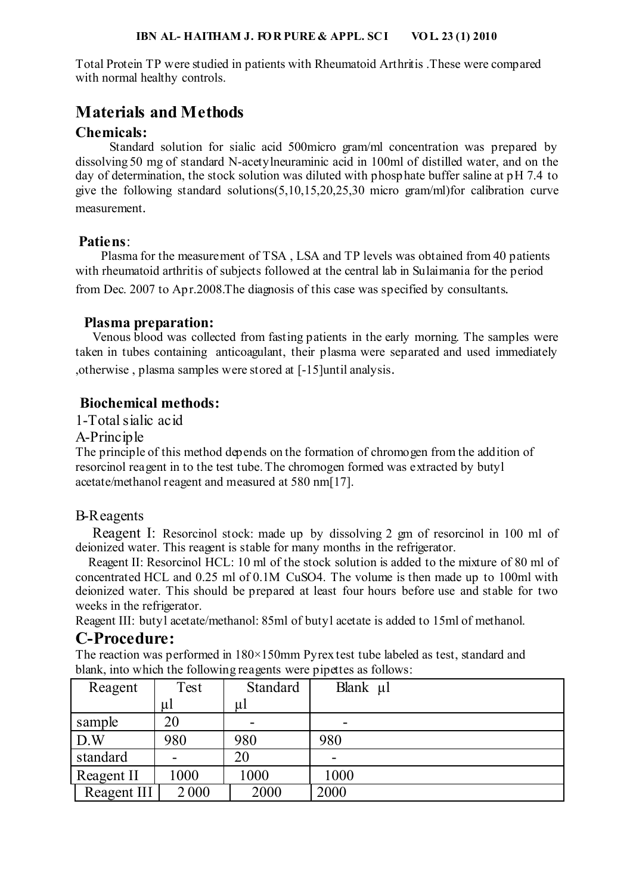Total Protein TP were studied in patients with Rheumatoid Arthritis .These were compared with normal healthy controls.

## Materials and Methods

### Chemicals:

Standard solution for sialic acid 500micro gram/ml concentration was prepared by dissolving 50 mg of standard N-acetylneuraminic acid in 100ml of distilled water, and on the day of determination, the stock solution was diluted with phosphate buffer saline at pH 7.4 to give the following standard solutions(5,10,15,20,25,30 micro gram/ml)for calibration curve measurement.

### Patiens:

Plasma for the measurement of TSA , LSA and TP levels was obtained from 40 patients with rheumatoid arthritis of subjects followed at the central lab in Sulaimania for the period from Dec. 2007 to Apr.2008.The diagnosis of this case was specified by consultants.

### Plasma preparation:

Venous blood was collected from fasting patients in the early morning. The samples were taken in tubes containing anticoagulant, their plasma were separated and used immediately ,otherwise , plasma samples were stored at [-15]until analysis.

### Biochemical methods:

1-Total sialic acid

A-Principle

The principle of this method depends on the formation of chromogen from the addition of resorcinol reagent in to the test tube. The chromogen formed was extracted by butyl acetate/methanol reagent and measured at 580 nm[17].

B-Reagents

Reagent I: Resorcinol stock: made up by dissolving 2 gm of resorcinol in 100 ml of deionized water. This reagent is stable for many months in the refrigerator.

Reagent II: Resorcinol HCL: 10 ml of the stock solution is added to the mixture of 80 ml of concentrated HCL and 0.25 ml of 0.1M $CuSO_4$. The volume is then made up to 100ml with deionized water. This should be prepared at least four hours before use and stable for two weeks in the refrigerator.

Reagent III: butyl acetate/methanol: 85ml of butyl acetate is added to 15ml of methanol.

## C-Procedure:

The reaction was performed in 180×150mm Pyrex test tube labeled as test, standard and blank, into which the following reagents were pipettes as follows:

| Reagent | Test µl | Standard µl | Blank µl |
|---|---|---|---|
| sample | 20 | - | - |
| D.W | 980 | 980 | 980 |
| standard | - | 20 | - |
| Reagent II | 1000 | 1000 | 1000 |
| Reagent III | 2 000 | 2000 | 2000 |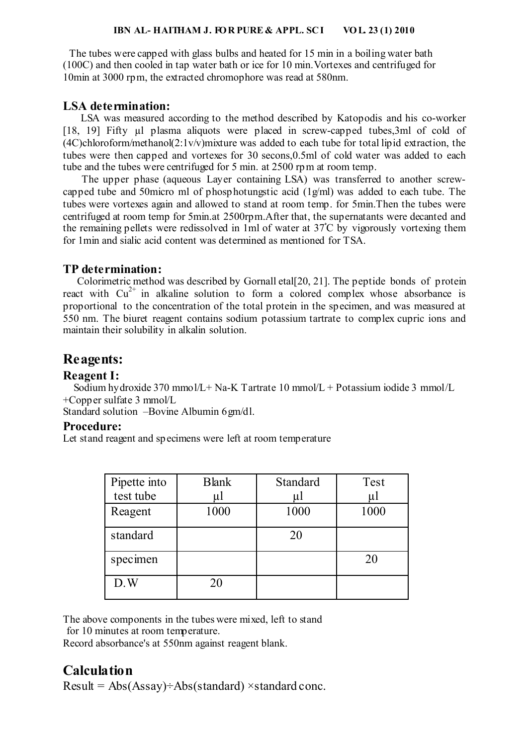The tubes were capped with glass bulbs and heated for 15 min in a boiling water bath (100C) and then cooled in tap water bath or ice for 10 min. Vortexes and centrifuged for 10min at 3000 rpm, the extracted chromophore was read at 580nm.

## LSA determination:

LSA was measured according to the method described by Katopodis and his co-worker [18, 19] Fifty μl plasma aliquots were placed in screw-capped tubes,3ml of cold of (4C)chloroform/methanol(2:1v/v)mixture was added to each tube for total lipid extraction, the tubes were then capped and vortexes for 30 secons,0.5ml of cold water was added to each tube and the tubes were centrifuged for 5 min. at 2500 rpm at room temp.

The upper phase (aqueous Layer containing LSA) was transferred to another screw-capped tube and 50micro ml of phosphotungstic acid (1g/ml) was added to each tube. The tubes were vortexes again and allowed to stand at room temp. for 5min.Then the tubes were centrifuged at room temp for 5min.at 2500rpm.After that, the supernatants were decanted and the remaining pellets were redissolved in 1ml of water at 37°C by vigorously vortexing them for 1min and sialic acid content was determined as mentioned for TSA.

## TP determination:

Colorimetric method was described by Gornall etal[20, 21]. The peptide bonds of protein react with $Cu^{2+}$ in alkaline solution to form a colored complex whose absorbance is proportional to the concentration of the total protein in the specimen, and was measured at 550 nm. The biuret reagent contains sodium potassium tartrate to complex cupric ions and maintain their solubility in alkalin solution.

# Reagents:

### Reagent I:

Sodium hydroxide 370 mmol/L+ Na-K Tartrate 10 mmol/L + Potassium iodide 3 mmol/L +Copper sulfate 3 mmol/L

Standard solution –Bovine Albumin 6gm/dl.

### Procedure:

Let stand reagent and specimens were left at room temperature

| Pipette into test tube | Blank μl | Standard μl | Test μl |
|---|---|---|---|
| Reagent | 1000 | 1000 | 1000 |
| standard | | 20 | |
| specimen | | | 20 |
| D.W | 20 | | |

The above components in the tubes were mixed, left to stand for 10 minutes at room temperature.

Record absorbance's at 550nm against reagent blank.

# Calculation

Result = Abs(Assay)÷Abs(standard) ×standard conc.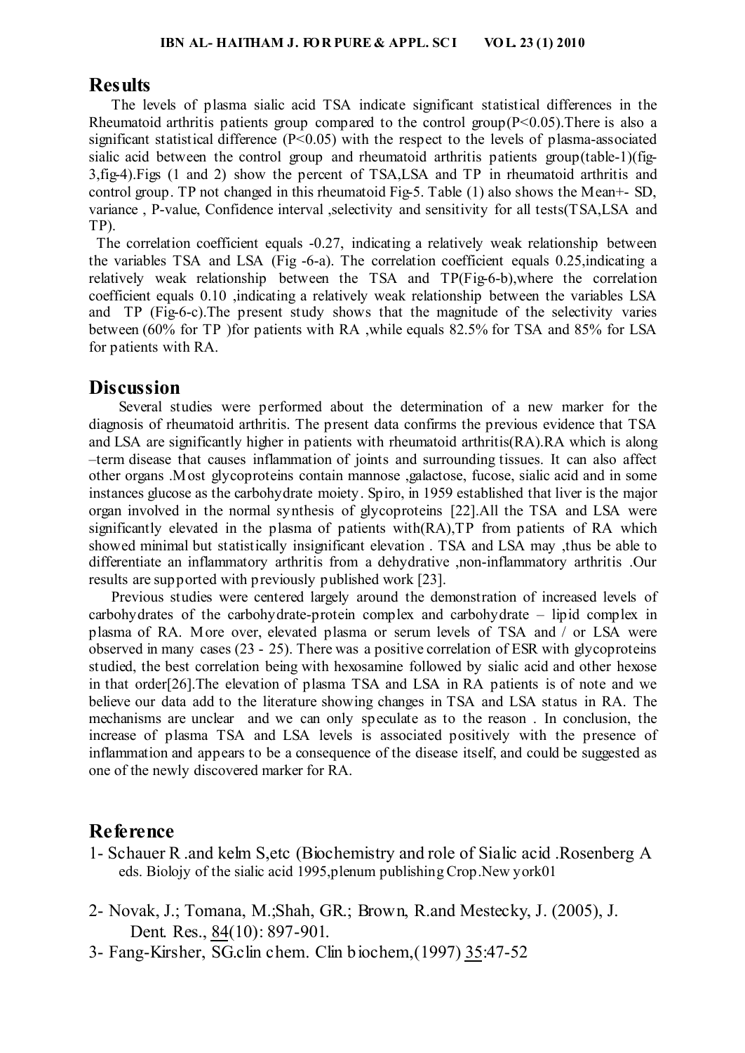## Results

The levels of plasma sialic acid TSA indicate significant statistical differences in the Rheumatoid arthritis patients group compared to the control group($P<0.05$).There is also a significant statistical difference ($P<0.05$) with the respect to the levels of plasma-associated sialic acid between the control group and rheumatoid arthritis patients group(table-1)(fig-3,fig-4).Figs (1 and 2) show the percent of TSA,LSA and TP in rheumatoid arthritis and control group. TP not changed in this rheumatoid Fig-5. Table (1) also shows the Mean+- SD, variance , P-value, Confidence interval ,selectivity and sensitivity for all tests(TSA,LSA and TP).

The correlation coefficient equals -0.27, indicating a relatively weak relationship between the variables TSA and LSA (Fig -6-a). The correlation coefficient equals 0.25,indicating a relatively weak relationship between the TSA and TP(Fig-6-b),where the correlation coefficient equals 0.10 ,indicating a relatively weak relationship between the variables LSA and TP (Fig-6-c).The present study shows that the magnitude of the selectivity varies between (60% for TP )for patients with RA ,while equals 82.5% for TSA and 85% for LSA for patients with RA.

## Discussion

Several studies were performed about the determination of a new marker for the diagnosis of rheumatoid arthritis. The present data confirms the previous evidence that TSA and LSA are significantly higher in patients with rheumatoid arthritis(RA).RA which is along –term disease that causes inflammation of joints and surrounding tissues. It can also affect other organs .Most glycoproteins contain mannose ,galactose, fucose, sialic acid and in some instances glucose as the carbohydrate moiety. Spiro, in 1959 established that liver is the major organ involved in the normal synthesis of glycoproteins [22].All the TSA and LSA were significantly elevated in the plasma of patients with(RA),TP from patients of RA which showed minimal but statistically insignificant elevation . TSA and LSA may ,thus be able to differentiate an inflammatory arthritis from a dehydrative ,non-inflammatory arthritis .Our results are supported with previously published work [23].

Previous studies were centered largely around the demonstration of increased levels of carbohydrates of the carbohydrate-protein complex and carbohydrate – lipid complex in plasma of RA. More over, elevated plasma or serum levels of TSA and / or LSA were observed in many cases (23 - 25). There was a positive correlation of ESR with glycoproteins studied, the best correlation being with hexosamine followed by sialic acid and other hexose in that order[26].The elevation of plasma TSA and LSA in RA patients is of note and we believe our data add to the literature showing changes in TSA and LSA status in RA. The mechanisms are unclear and we can only speculate as to the reason . In conclusion, the increase of plasma TSA and LSA levels is associated positively with the presence of inflammation and appears to be a consequence of the disease itself, and could be suggested as one of the newly discovered marker for RA.

## Reference

1- Schauer R .and kelm S,etc (Biochemistry and role of Sialic acid .Rosenberg A eds. Biolojy of the sialic acid 1995,plenum publishing Crop.New york01

2- Novak, J.; Tomana, M.;Shah, GR.; Brown, R.and Mestecky, J. (2005), J. Dent. Res., 84(10): 897-901.

3- Fang-Kirsher, SG.clin chem. Clin biochem,(1997) 35:47-52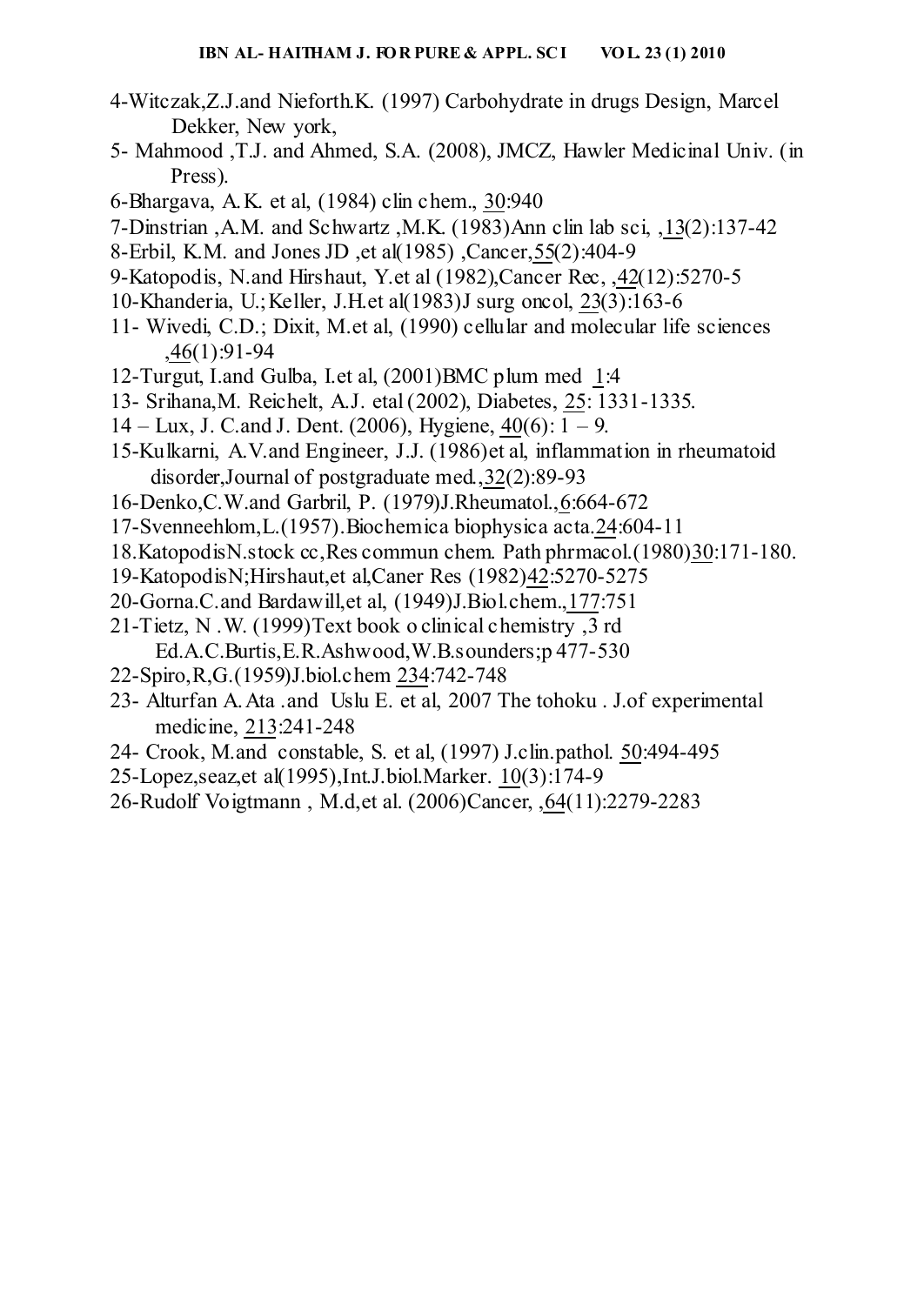4-Witczak,Z.J.and Nieforth.K. (1997) Carbohydrate in drugs Design, Marcel Dekker, New york,

5- Mahmood ,T.J. and Ahmed, S.A. (2008), JMCZ, Hawler Medicinal Univ. (in Press).

6-Bhargava, A.K. et al, (1984) clin chem., 30:940

7-Dinstrian ,A.M. and Schwartz ,M.K. (1983)Ann clin lab sci, ,13(2):137-42

8-Erbil, K.M. and Jones JD ,et al(1985) ,Cancer,55(2):404-9

9-Katopodis, N.and Hirshaut, Y.et al (1982),Cancer Rec, ,42(12):5270-5

10-Khanderia, U.;Keller, J.H.et al(1983)J surg oncol, 23(3):163-6

11- Wivedi, C.D.; Dixit, M.et al, (1990) cellular and molecular life sciences ,46(1):91-94

12-Turgut, I.and Gulba, I.et al, (2001)BMC plum med 1:4

13- Srihana,M. Reichelt, A.J. etal (2002), Diabetes, 25: 1331-1335.

14 – Lux, J. C.and J. Dent. (2006), Hygiene, 40(6): 1 – 9.

15-Kulkarni, A.V.and Engineer, J.J. (1986)et al, inflammation in rheumatoid disorder,Journal of postgraduate med.,32(2):89-93

16-Denko,C.W.and Garbril, P. (1979)J.Rheumatol.,6:664-672

17-Svenneehlom,L.(1957).Biochemica biophysica acta.24:604-11

18.KatopodisN.stock cc,Res commun chem. Path phrmacol.(1980)30:171-180.

19-KatopodisN;Hirshaut,et al,Caner Res (1982)42:5270-5275

20-Gorna.C.and Bardawill,et al, (1949)J.Biol.chem.,177:751

21-Tietz, N .W. (1999)Text book o clinical chemistry ,3 rd Ed.A.C.Burtis,E.R.Ashwood,W.B.sounders;p 477-530

22-Spiro,R,G.(1959)J.biol.chem 234:742-748

23- Alturfan A.Ata .and Uslu E. et al, 2007 The tohoku . J.of experimental medicine, 213:241-248

24- Crook, M.and constable, S. et al, (1997) J.clin.pathol. 50:494-495

25-Lopez,seaz,et al(1995),Int.J.biol.Marker. 10(3):174-9

26-Rudolf Voigtmann , M.d,et al. (2006)Cancer, ,64(11):2279-2283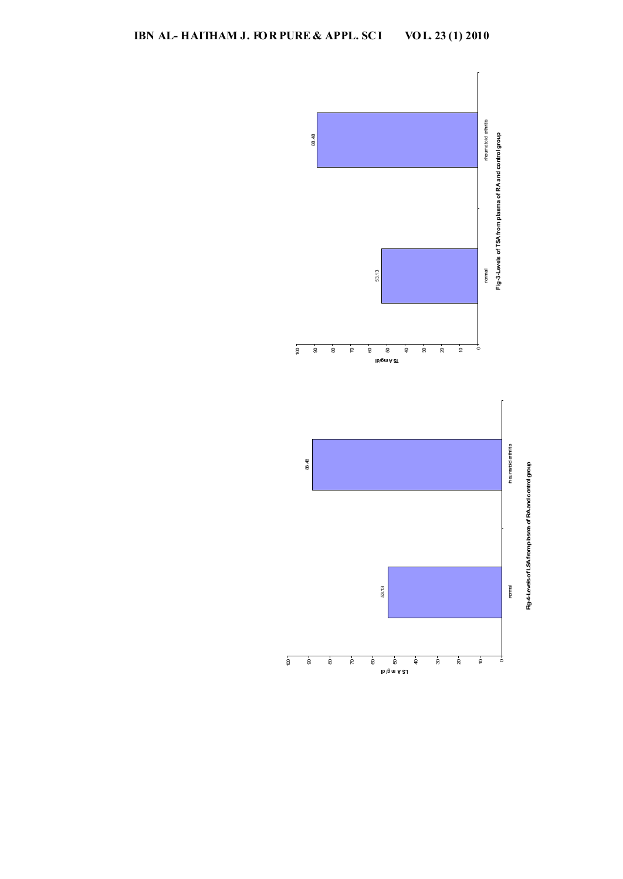| | normal | rheumatoid arthritis |
|---|---|---|
| TSA mg/dl | 53.13 | 88.48 |

**Fig-3-Levels of TSA from plasma of RA and control group**

| | normal | rheumatoid arthritis |
|---|---|---|
| LSA mg/dl | 53.13 | 88.48 |

**Fig-4-Levels of LSA from plasma of RA and control group**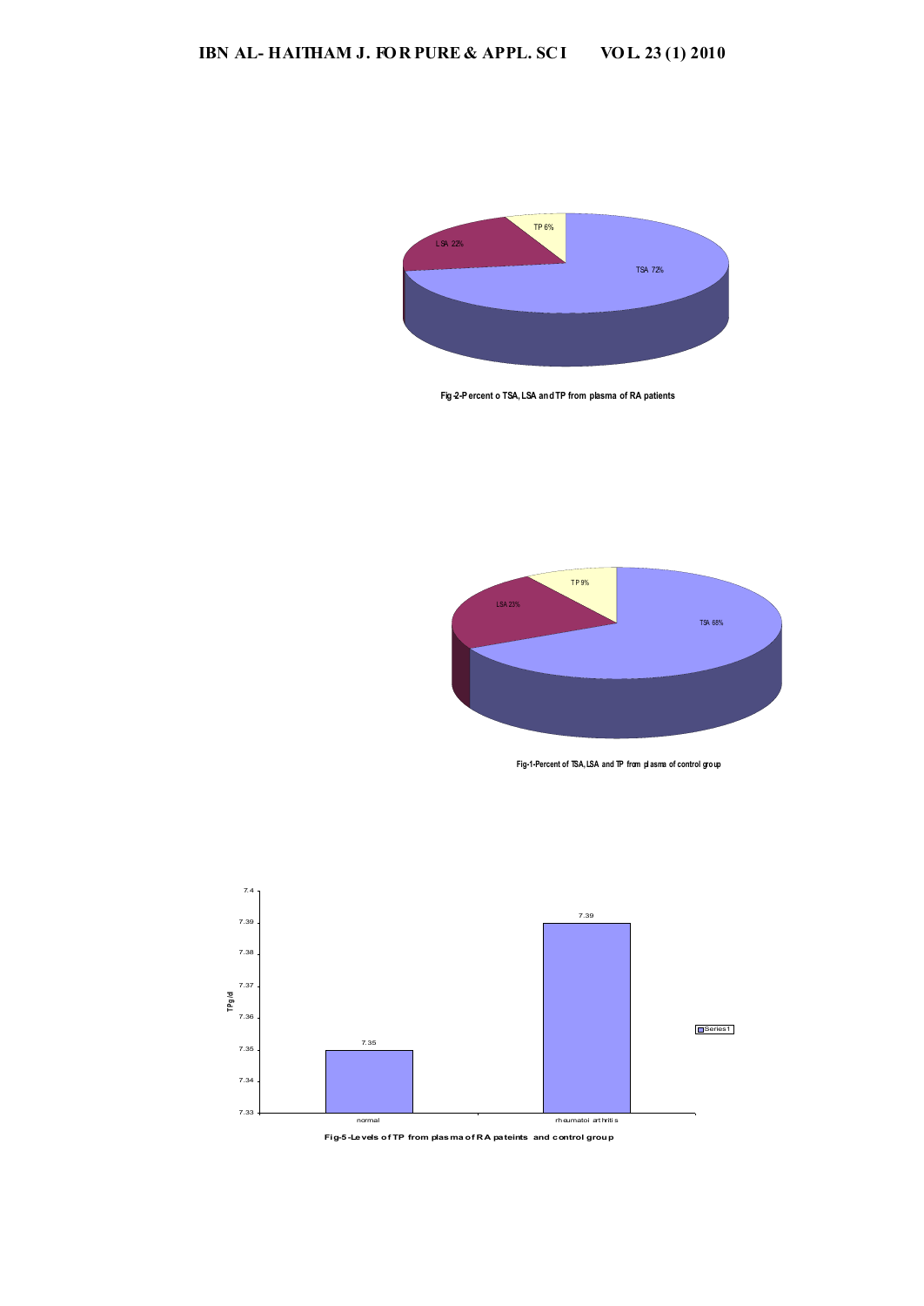TP 6%

LSA 22%

TSA 72%

Fig-2-Percent o TSA, LSA and TP from plasma of RA patients

TP 9%

LSA 23%

TSA 68%

Fig-1-Percent of TSA, LSA and TP from plasma of control group

| | TP g/dl |
|---|---|
| normal | 7.35 |
| rheumatoi arthritis | 7.39 |

Series1

Fig-5-Levels of TP from plasma of RA pateints and control group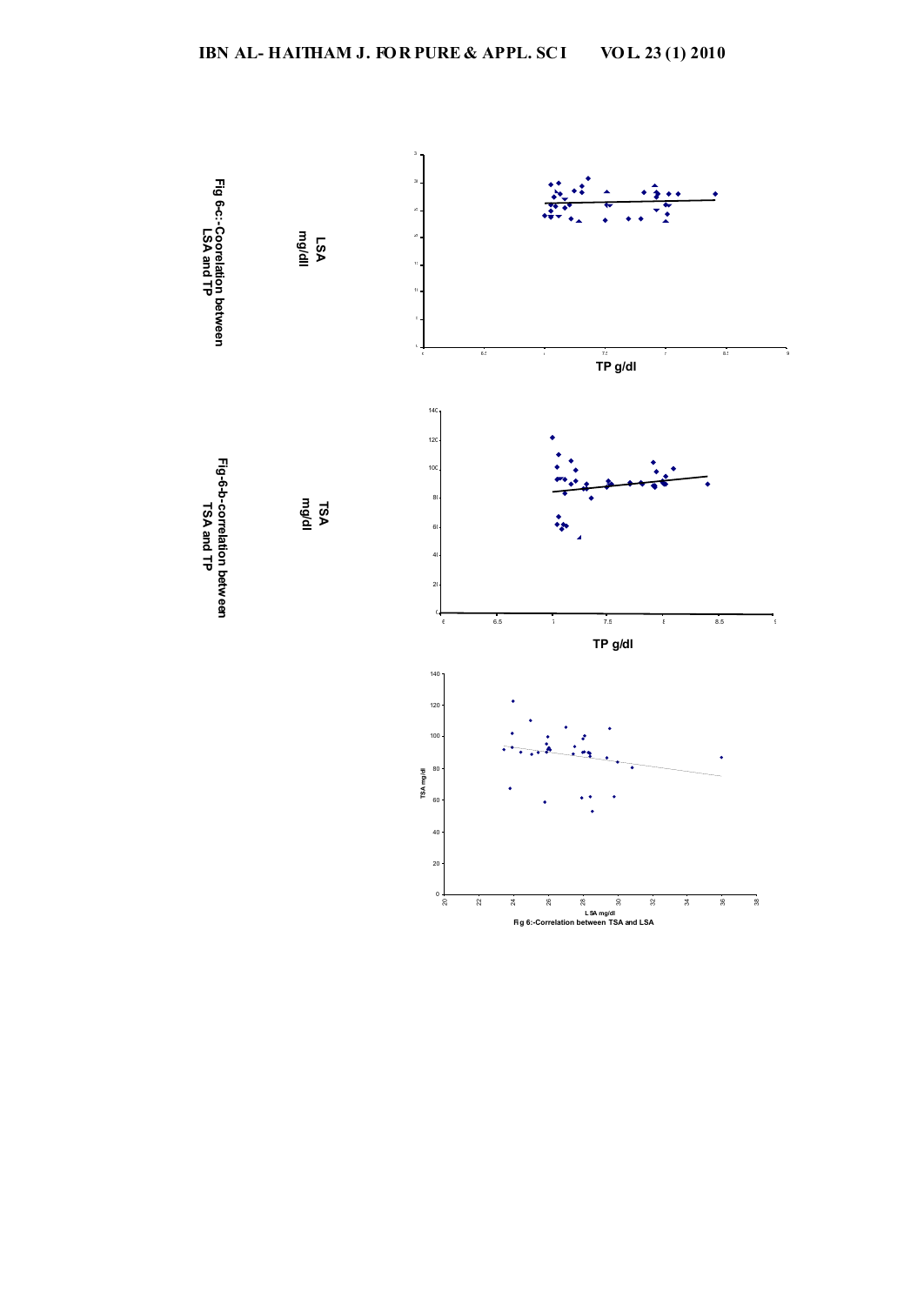Fig 6-c:-Cooreation between LSA and TP

Fig-6-b-correlation between TSA and TP

Fig 6:-Correlation between TSA and LSA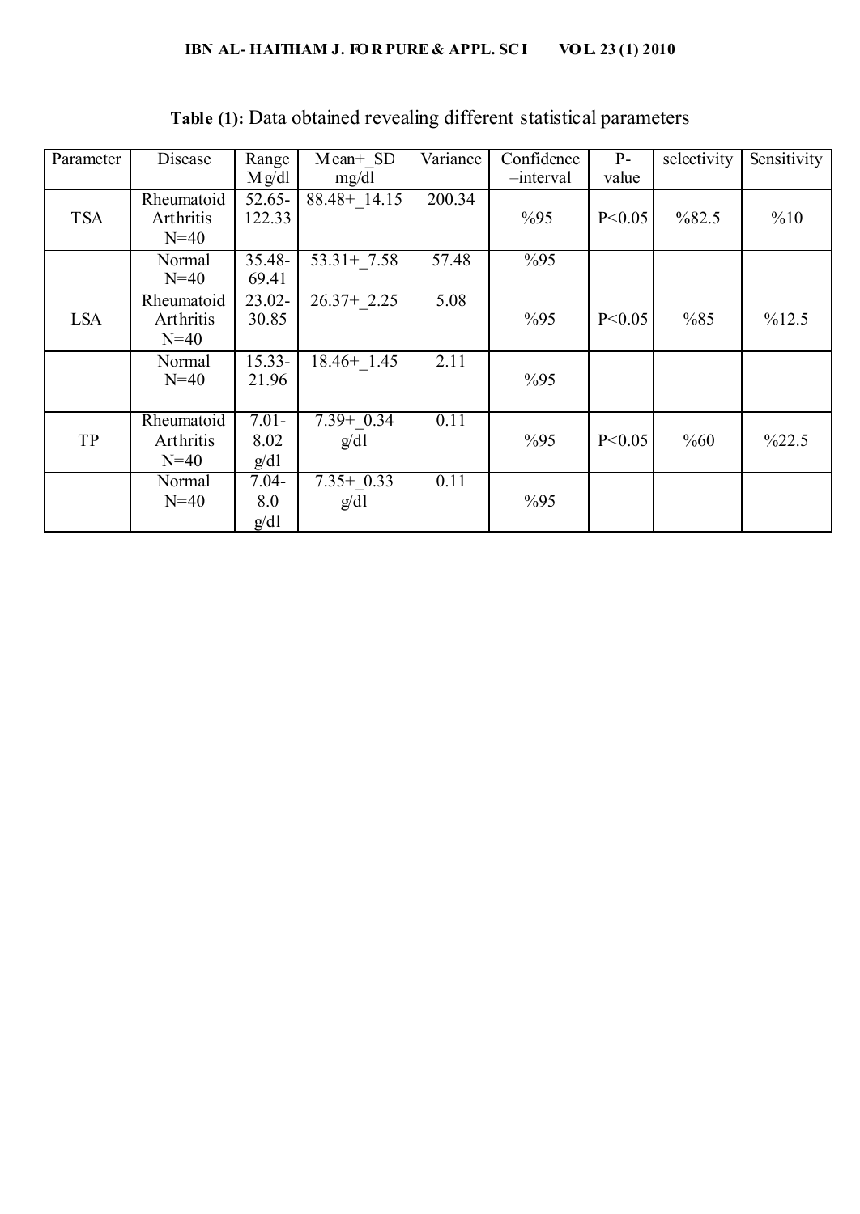**Table (1):** Data obtained revealing different statistical parameters

| Parameter | Disease | Range Mg/dl | Mean+_SD mg/dl | Variance | Confidence –interval | P-value | selectivity | Sensitivity |
|---|---|---|---|---|---|---|---|---|
| TSA | Rheumatoid Arthritis N=40 | 52.65-122.33 | 88.48+_14.15 | 200.34 | %95 | P<0.05 | %82.5 | %10 |
| | Normal N=40 | 35.48-69.41 | 53.31+_7.58 | 57.48 | %95 | | | |
| LSA | Rheumatoid Arthritis N=40 | 23.02-30.85 | 26.37+_2.25 | 5.08 | %95 | P<0.05 | %85 | %12.5 |
| | Normal N=40 | 15.33-21.96 | 18.46+_1.45 | 2.11 | %95 | | | |
| TP | Rheumatoid Arthritis N=40 | 7.01-8.02 g/dl | 7.39+_0.34 g/dl | 0.11 | %95 | P<0.05 | %60 | %22.5 |
| | Normal N=40 | 7.04-8.0 g/dl | 7.35+_0.33 g/dl | 0.11 | %95 | | | |